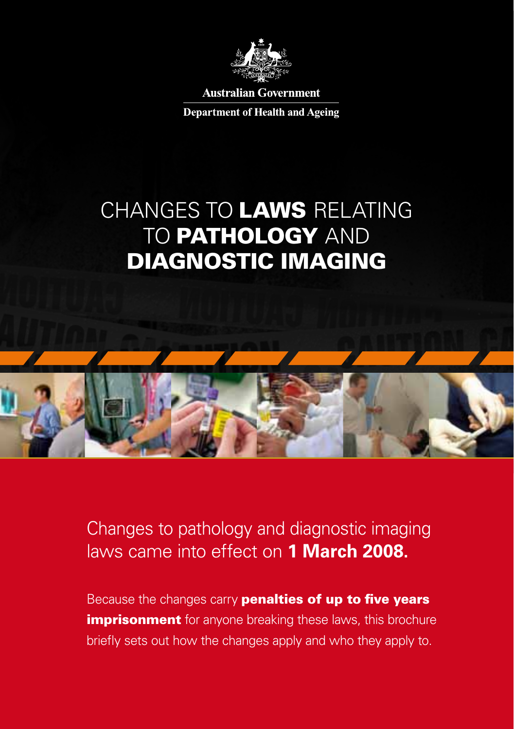Australian Government

Department of Health and Ageing

# CHANGES TO **LAWS** RELATING TO **PATHOLOGY** AND **DIAGNOSTIC IMAGING**

Changes to pathology and diagnostic imaging laws came into effect on **1 March 2008.**

Because the changes carry **penalties of up to five years imprisonment** for anyone breaking these laws, this brochure briefly sets out how the changes apply and who they apply to.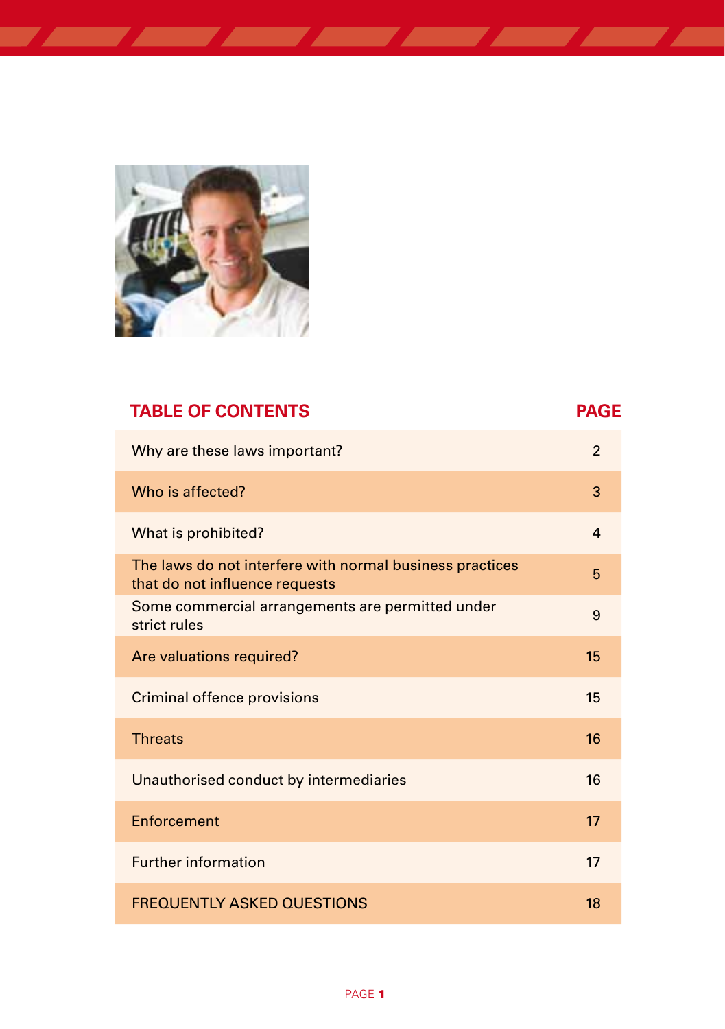| TABLE OF CONTENTS | PAGE |
| --- | --- |
| Why are these laws important? | 2 |
| Who is affected? | 3 |
| What is prohibited? | 4 |
| The laws do not interfere with normal business practices that do not influence requests | 5 |
| Some commercial arrangements are permitted under strict rules | 9 |
| Are valuations required? | 15 |
| Criminal offence provisions | 15 |
| Threats | 16 |
| Unauthorised conduct by intermediaries | 16 |
| Enforcement | 17 |
| Further information | 17 |
| FREQUENTLY ASKED QUESTIONS | 18 |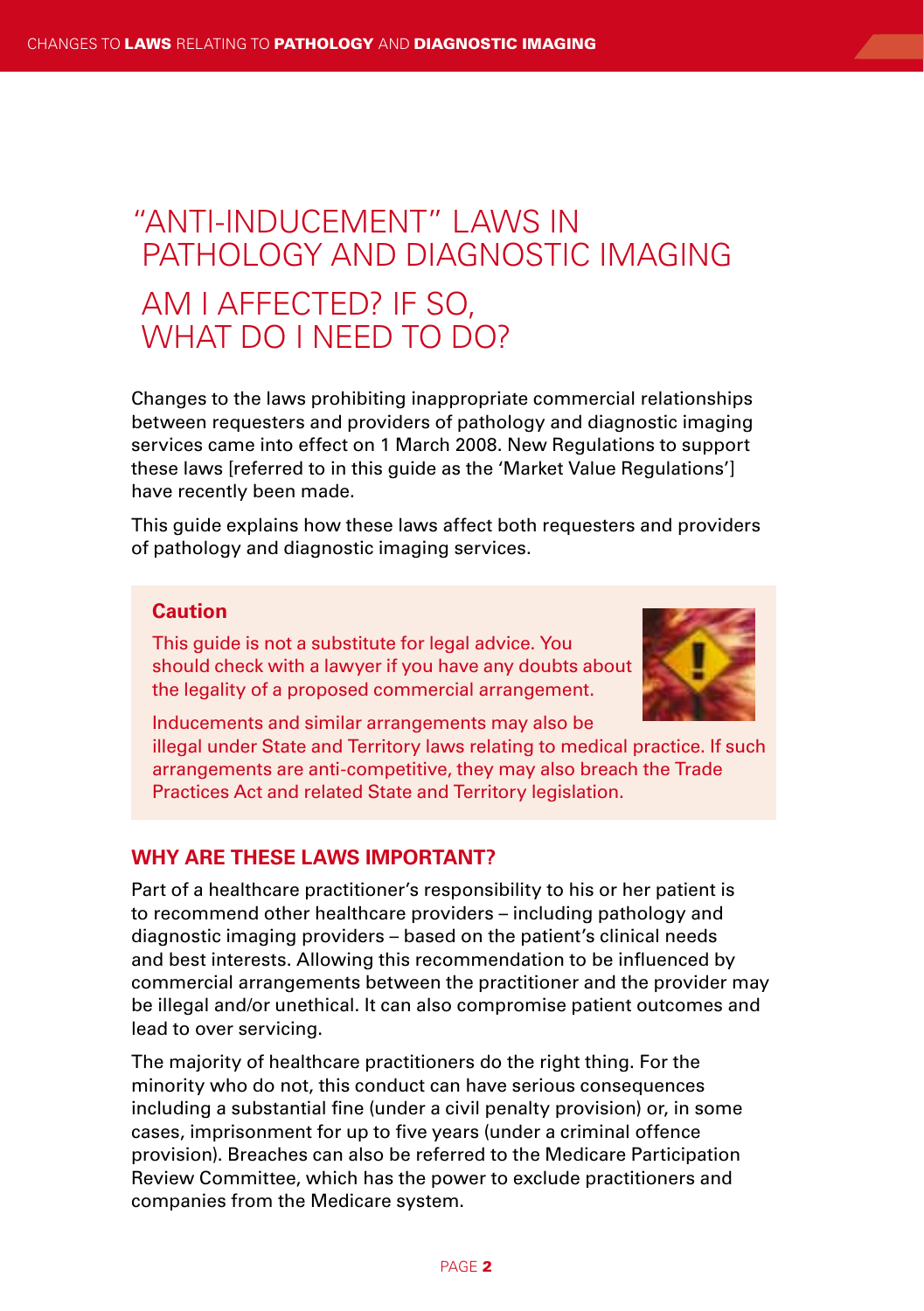# "ANTI-INDUCEMENT" LAWS IN PATHOLOGY AND DIAGNOSTIC IMAGING

## AM I AFFECTED? IF SO, WHAT DO I NEED TO DO?

Changes to the laws prohibiting inappropriate commercial relationships between requesters and providers of pathology and diagnostic imaging services came into effect on 1 March 2008. New Regulations to support these laws [referred to in this guide as the 'Market Value Regulations'] have recently been made.

This guide explains how these laws affect both requesters and providers of pathology and diagnostic imaging services.

> **Caution**
>
> This guide is not a substitute for legal advice. You should check with a lawyer if you have any doubts about the legality of a proposed commercial arrangement.
>
> Inducements and similar arrangements may also be illegal under State and Territory laws relating to medical practice. If such arrangements are anti-competitive, they may also breach the Trade Practices Act and related State and Territory legislation.

### WHY ARE THESE LAWS IMPORTANT?

Part of a healthcare practitioner's responsibility to his or her patient is to recommend other healthcare providers – including pathology and diagnostic imaging providers – based on the patient's clinical needs and best interests. Allowing this recommendation to be influenced by commercial arrangements between the practitioner and the provider may be illegal and/or unethical. It can also compromise patient outcomes and lead to over servicing.

The majority of healthcare practitioners do the right thing. For the minority who do not, this conduct can have serious consequences including a substantial fine (under a civil penalty provision) or, in some cases, imprisonment for up to five years (under a criminal offence provision). Breaches can also be referred to the Medicare Participation Review Committee, which has the power to exclude practitioners and companies from the Medicare system.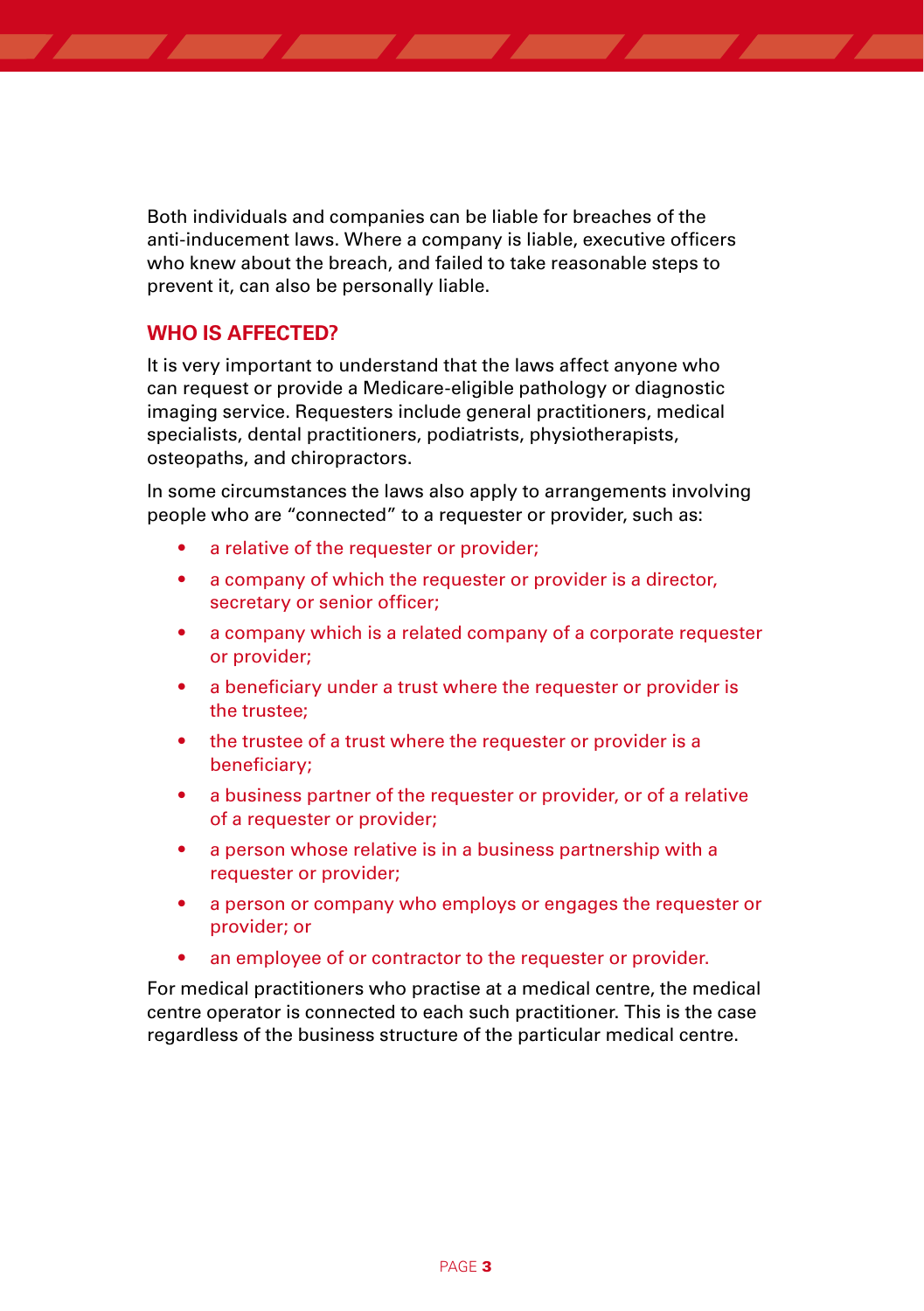Both individuals and companies can be liable for breaches of the anti-inducement laws. Where a company is liable, executive officers who knew about the breach, and failed to take reasonable steps to prevent it, can also be personally liable.

## WHO IS AFFECTED?

It is very important to understand that the laws affect anyone who can request or provide a Medicare-eligible pathology or diagnostic imaging service. Requesters include general practitioners, medical specialists, dental practitioners, podiatrists, physiotherapists, osteopaths, and chiropractors.

In some circumstances the laws also apply to arrangements involving people who are "connected" to a requester or provider, such as:

- a relative of the requester or provider;
- a company of which the requester or provider is a director, secretary or senior officer;
- a company which is a related company of a corporate requester or provider;
- a beneficiary under a trust where the requester or provider is the trustee;
- the trustee of a trust where the requester or provider is a beneficiary;
- a business partner of the requester or provider, or of a relative of a requester or provider;
- a person whose relative is in a business partnership with a requester or provider;
- a person or company who employs or engages the requester or provider; or
- an employee of or contractor to the requester or provider.

For medical practitioners who practise at a medical centre, the medical centre operator is connected to each such practitioner. This is the case regardless of the business structure of the particular medical centre.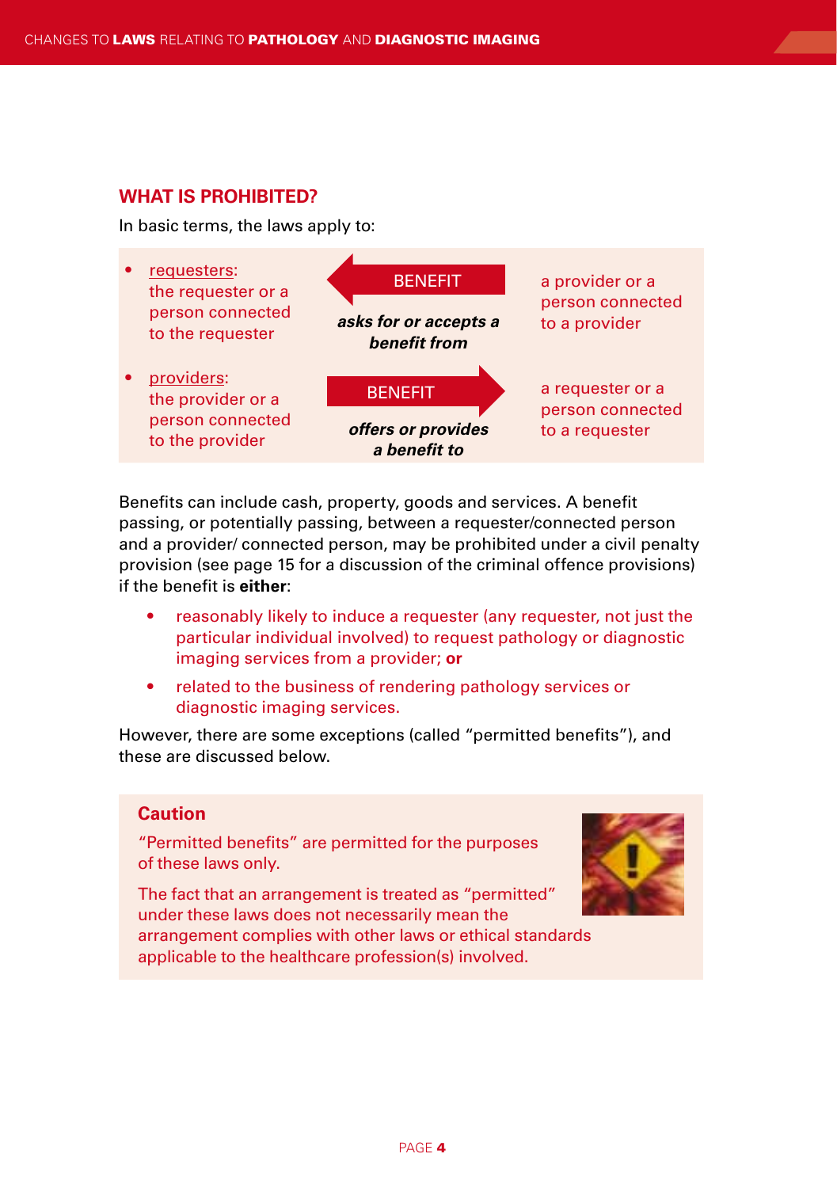## WHAT IS PROHIBITED?

In basic terms, the laws apply to:

| | | |
|---|---|---|
| • requesters: the requester or a person connected to the requester | ← BENEFIT ***asks for or accepts a benefit from*** | a provider or a person connected to a provider |
| • providers: the provider or a person connected to the provider | BENEFIT → ***offers or provides a benefit to*** | a requester or a person connected to a requester |

Benefits can include cash, property, goods and services. A benefit passing, or potentially passing, between a requester/connected person and a provider/ connected person, may be prohibited under a civil penalty provision (see page 15 for a discussion of the criminal offence provisions) if the benefit is **either**:

- reasonably likely to induce a requester (any requester, not just the particular individual involved) to request pathology or diagnostic imaging services from a provider; **or**
- related to the business of rendering pathology services or diagnostic imaging services.

However, there are some exceptions (called "permitted benefits"), and these are discussed below.

**Caution**

"Permitted benefits" are permitted for the purposes of these laws only.

The fact that an arrangement is treated as "permitted" under these laws does not necessarily mean the arrangement complies with other laws or ethical standards applicable to the healthcare profession(s) involved.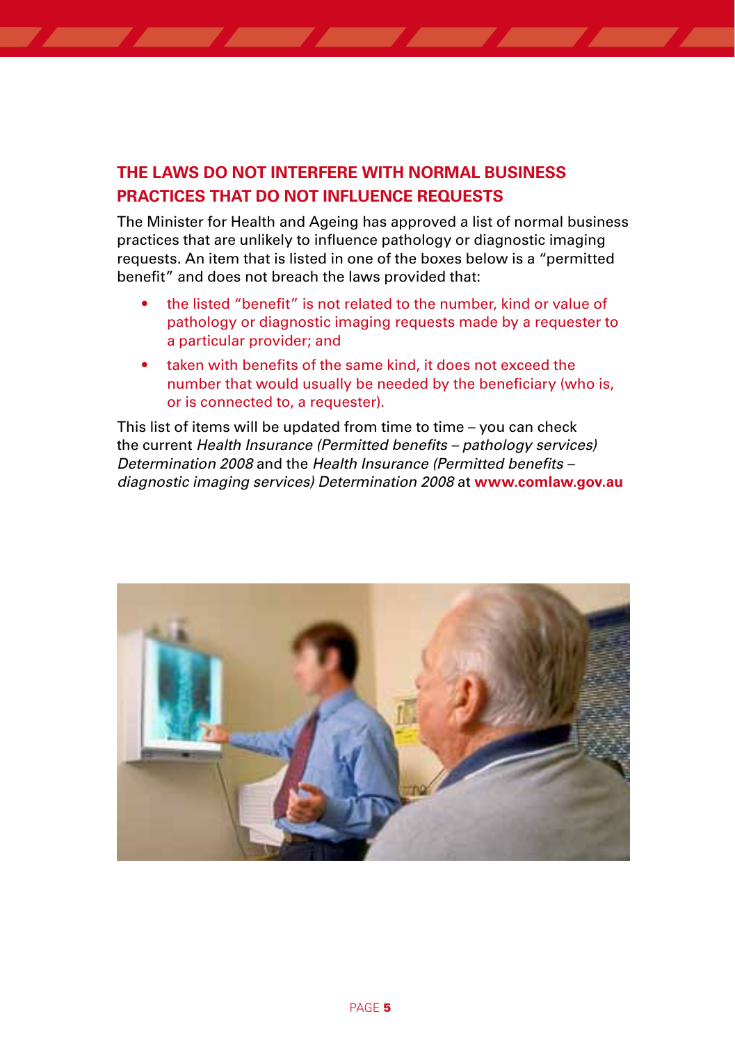## THE LAWS DO NOT INTERFERE WITH NORMAL BUSINESS PRACTICES THAT DO NOT INFLUENCE REQUESTS

The Minister for Health and Ageing has approved a list of normal business practices that are unlikely to influence pathology or diagnostic imaging requests. An item that is listed in one of the boxes below is a "permitted benefit" and does not breach the laws provided that:

- the listed "benefit" is not related to the number, kind or value of pathology or diagnostic imaging requests made by a requester to a particular provider; and
- taken with benefits of the same kind, it does not exceed the number that would usually be needed by the beneficiary (who is, or is connected to, a requester).

This list of items will be updated from time to time – you can check the current *Health Insurance (Permitted benefits – pathology services) Determination 2008* and the *Health Insurance (Permitted benefits – diagnostic imaging services) Determination 2008* at **www.comlaw.gov.au**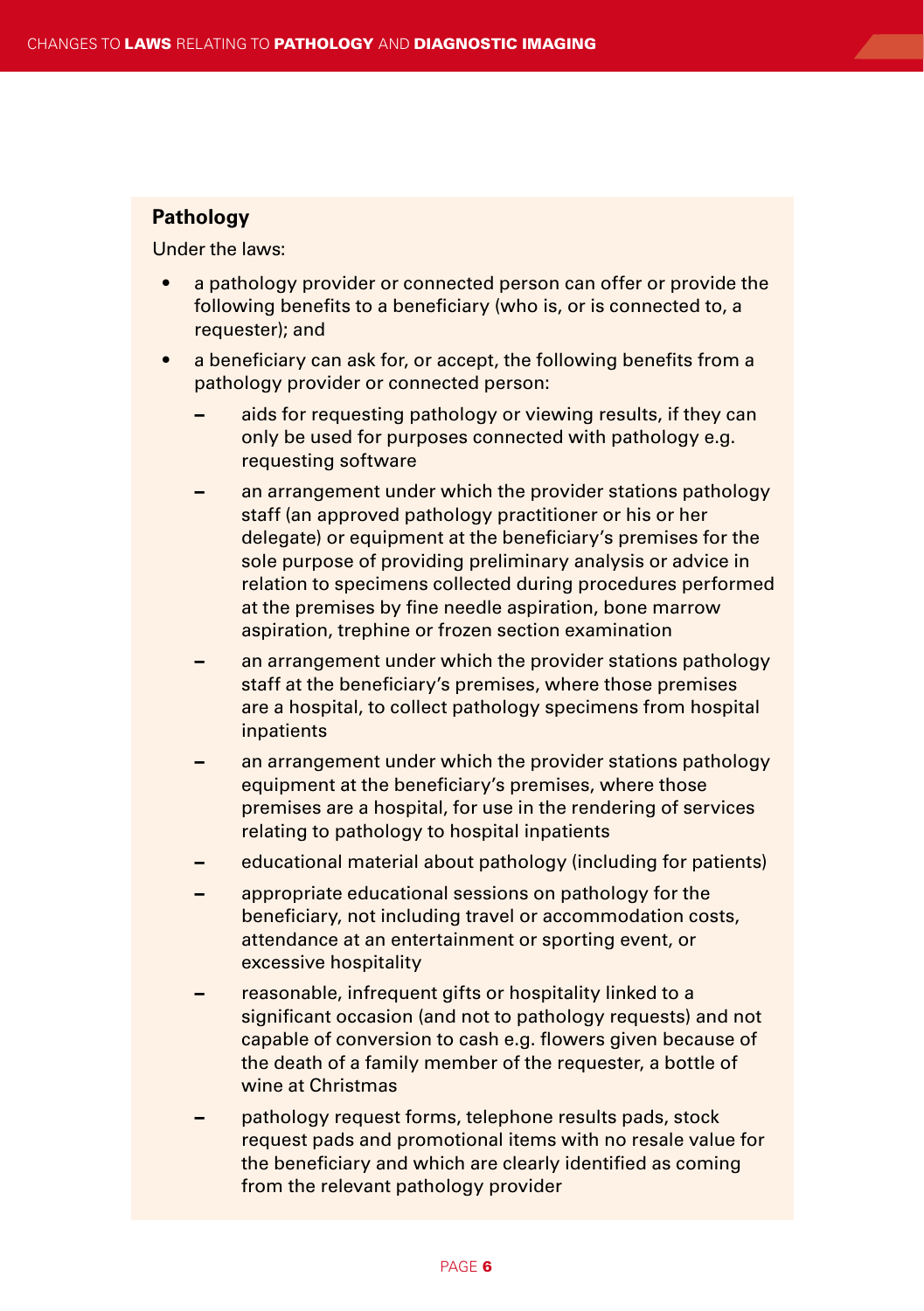### Pathology

Under the laws:

- a pathology provider or connected person can offer or provide the following benefits to a beneficiary (who is, or is connected to, a requester); and
- a beneficiary can ask for, or accept, the following benefits from a pathology provider or connected person:
  - aids for requesting pathology or viewing results, if they can only be used for purposes connected with pathology e.g. requesting software
  - an arrangement under which the provider stations pathology staff (an approved pathology practitioner or his or her delegate) or equipment at the beneficiary's premises for the sole purpose of providing preliminary analysis or advice in relation to specimens collected during procedures performed at the premises by fine needle aspiration, bone marrow aspiration, trephine or frozen section examination
  - an arrangement under which the provider stations pathology staff at the beneficiary's premises, where those premises are a hospital, to collect pathology specimens from hospital inpatients
  - an arrangement under which the provider stations pathology equipment at the beneficiary's premises, where those premises are a hospital, for use in the rendering of services relating to pathology to hospital inpatients
  - educational material about pathology (including for patients)
  - appropriate educational sessions on pathology for the beneficiary, not including travel or accommodation costs, attendance at an entertainment or sporting event, or excessive hospitality
  - reasonable, infrequent gifts or hospitality linked to a significant occasion (and not to pathology requests) and not capable of conversion to cash e.g. flowers given because of the death of a family member of the requester, a bottle of wine at Christmas
  - pathology request forms, telephone results pads, stock request pads and promotional items with no resale value for the beneficiary and which are clearly identified as coming from the relevant pathology provider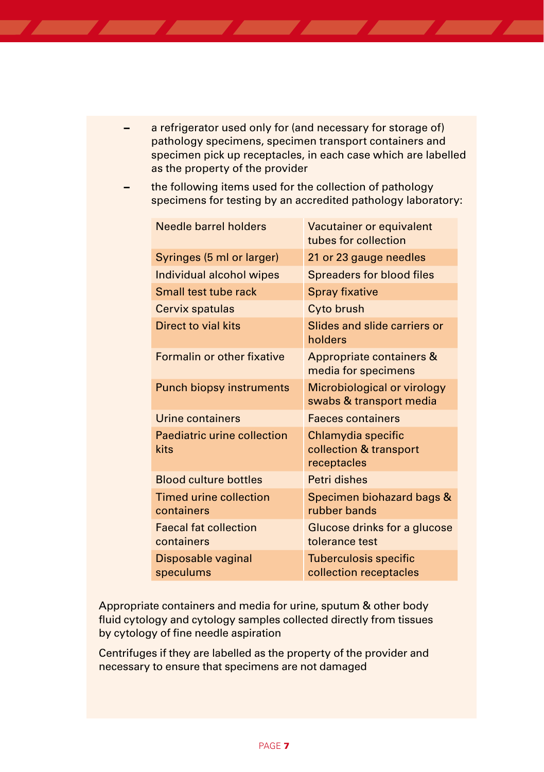- a refrigerator used only for (and necessary for storage of) pathology specimens, specimen transport containers and specimen pick up receptacles, in each case which are labelled as the property of the provider
- the following items used for the collection of pathology specimens for testing by an accredited pathology laboratory:

| | |
|---|---|
| Needle barrel holders | Vacutainer or equivalent tubes for collection |
| Syringes (5 ml or larger) | 21 or 23 gauge needles |
| Individual alcohol wipes | Spreaders for blood files |
| Small test tube rack | Spray fixative |
| Cervix spatulas | Cyto brush |
| Direct to vial kits | Slides and slide carriers or holders |
| Formalin or other fixative | Appropriate containers & media for specimens |
| Punch biopsy instruments | Microbiological or virology swabs & transport media |
| Urine containers | Faeces containers |
| Paediatric urine collection kits | Chlamydia specific collection & transport receptacles |
| Blood culture bottles | Petri dishes |
| Timed urine collection containers | Specimen biohazard bags & rubber bands |
| Faecal fat collection containers | Glucose drinks for a glucose tolerance test |
| Disposable vaginal speculums | Tuberculosis specific collection receptacles |

Appropriate containers and media for urine, sputum & other body fluid cytology and cytology samples collected directly from tissues by cytology of fine needle aspiration

Centrifuges if they are labelled as the property of the provider and necessary to ensure that specimens are not damaged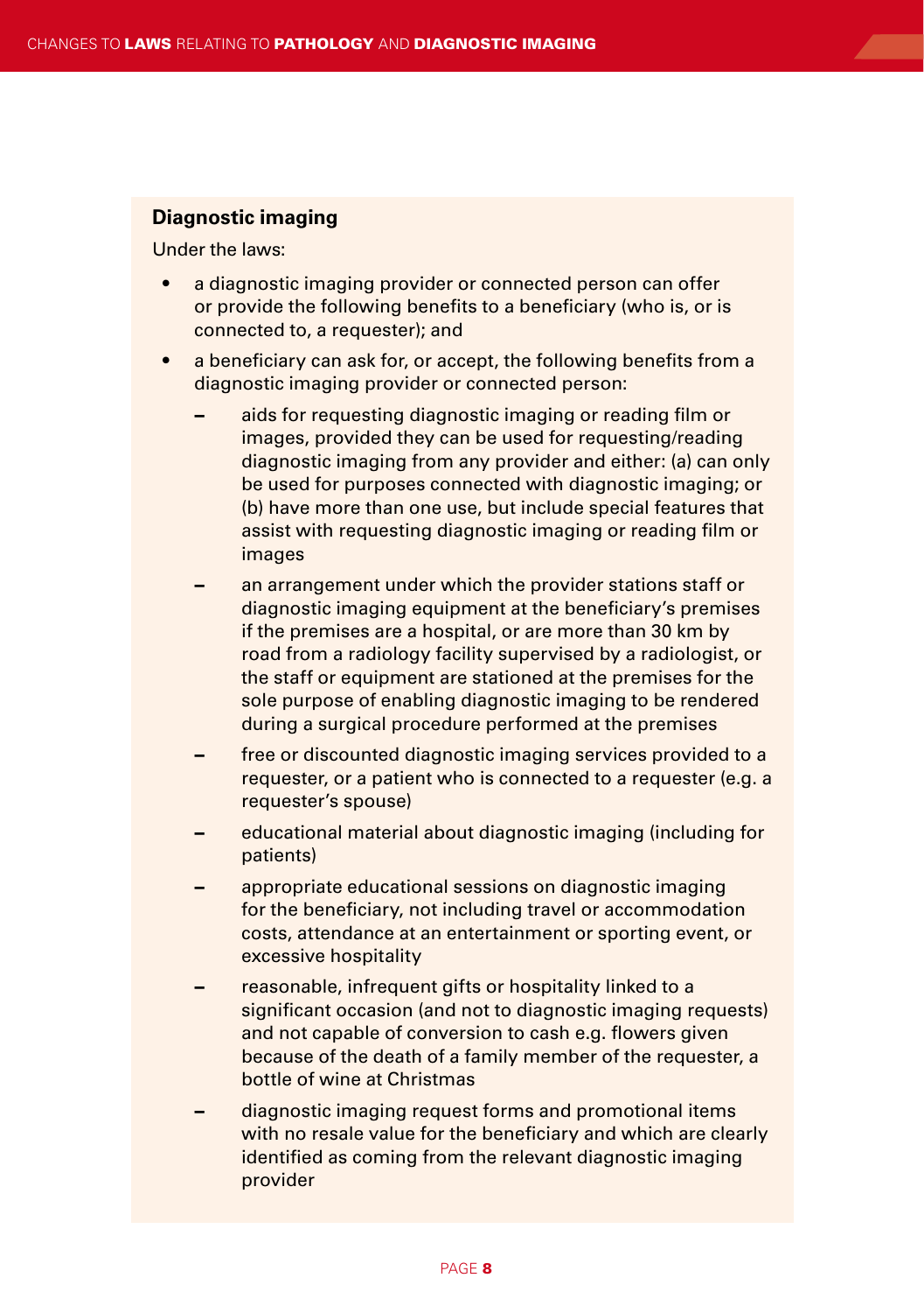### Diagnostic imaging

Under the laws:

- a diagnostic imaging provider or connected person can offer or provide the following benefits to a beneficiary (who is, or is connected to, a requester); and
- a beneficiary can ask for, or accept, the following benefits from a diagnostic imaging provider or connected person:
  - aids for requesting diagnostic imaging or reading film or images, provided they can be used for requesting/reading diagnostic imaging from any provider and either: (a) can only be used for purposes connected with diagnostic imaging; or (b) have more than one use, but include special features that assist with requesting diagnostic imaging or reading film or images
  - an arrangement under which the provider stations staff or diagnostic imaging equipment at the beneficiary's premises if the premises are a hospital, or are more than 30 km by road from a radiology facility supervised by a radiologist, or the staff or equipment are stationed at the premises for the sole purpose of enabling diagnostic imaging to be rendered during a surgical procedure performed at the premises
  - free or discounted diagnostic imaging services provided to a requester, or a patient who is connected to a requester (e.g. a requester's spouse)
  - educational material about diagnostic imaging (including for patients)
  - appropriate educational sessions on diagnostic imaging for the beneficiary, not including travel or accommodation costs, attendance at an entertainment or sporting event, or excessive hospitality
  - reasonable, infrequent gifts or hospitality linked to a significant occasion (and not to diagnostic imaging requests) and not capable of conversion to cash e.g. flowers given because of the death of a family member of the requester, a bottle of wine at Christmas
  - diagnostic imaging request forms and promotional items with no resale value for the beneficiary and which are clearly identified as coming from the relevant diagnostic imaging provider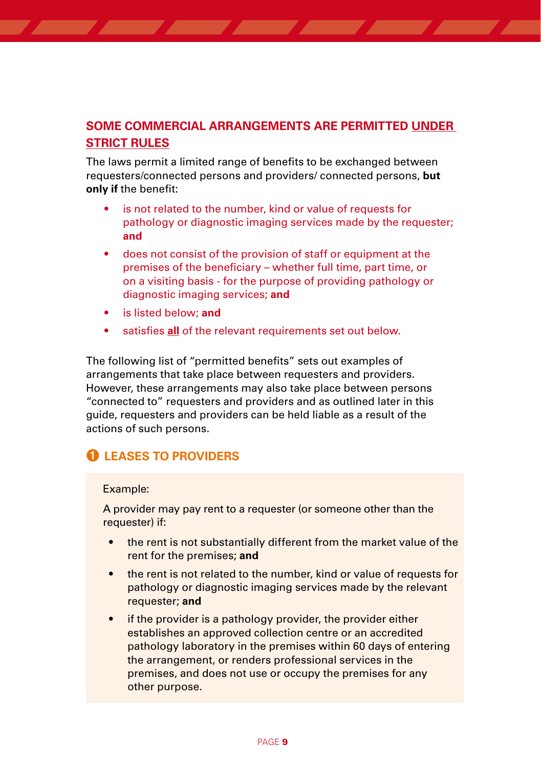## SOME COMMERCIAL ARRANGEMENTS ARE PERMITTED UNDER STRICT RULES

The laws permit a limited range of benefits to be exchanged between requesters/connected persons and providers/ connected persons, **but only if** the benefit:

- is not related to the number, kind or value of requests for pathology or diagnostic imaging services made by the requester; **and**
- does not consist of the provision of staff or equipment at the premises of the beneficiary – whether full time, part time, or on a visiting basis - for the purpose of providing pathology or diagnostic imaging services; **and**
- is listed below; **and**
- satisfies **all** of the relevant requirements set out below.

The following list of "permitted benefits" sets out examples of arrangements that take place between requesters and providers. However, these arrangements may also take place between persons "connected to" requesters and providers and as outlined later in this guide, requesters and providers can be held liable as a result of the actions of such persons.

### 1 LEASES TO PROVIDERS

Example:

A provider may pay rent to a requester (or someone other than the requester) if:

- the rent is not substantially different from the market value of the rent for the premises; **and**
- the rent is not related to the number, kind or value of requests for pathology or diagnostic imaging services made by the relevant requester; **and**
- if the provider is a pathology provider, the provider either establishes an approved collection centre or an accredited pathology laboratory in the premises within 60 days of entering the arrangement, or renders professional services in the premises, and does not use or occupy the premises for any other purpose.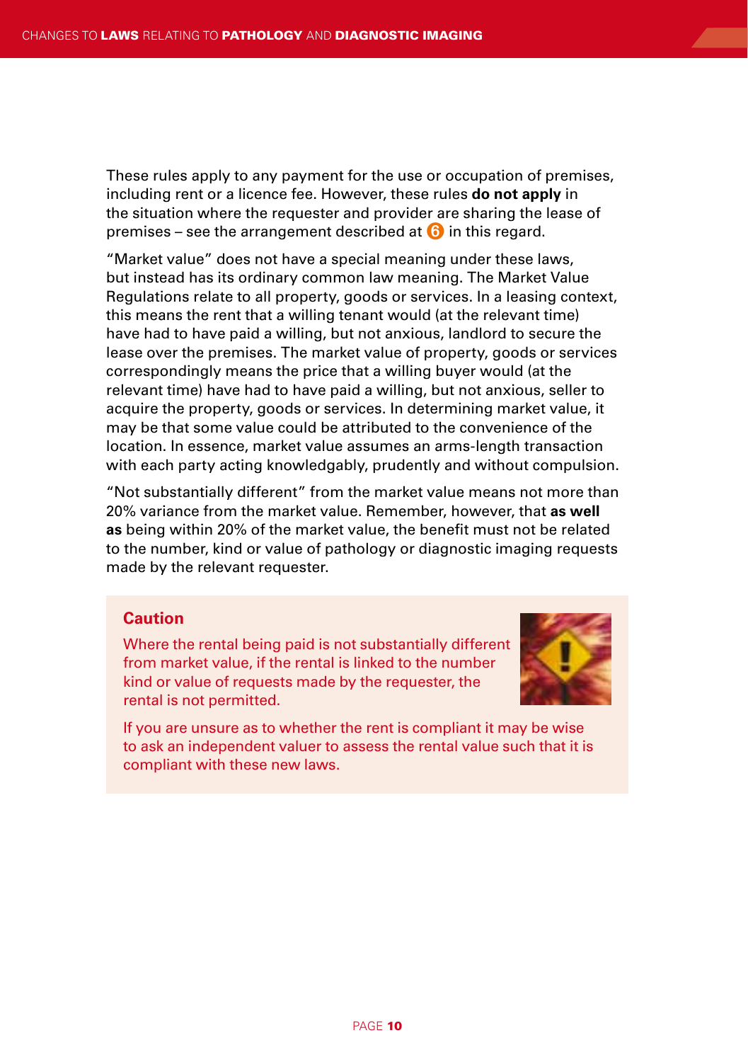These rules apply to any payment for the use or occupation of premises, including rent or a licence fee. However, these rules **do not apply** in the situation where the requester and provider are sharing the lease of premises – see the arrangement described at 6 in this regard.

"Market value" does not have a special meaning under these laws, but instead has its ordinary common law meaning. The Market Value Regulations relate to all property, goods or services. In a leasing context, this means the rent that a willing tenant would (at the relevant time) have had to have paid a willing, but not anxious, landlord to secure the lease over the premises. The market value of property, goods or services correspondingly means the price that a willing buyer would (at the relevant time) have had to have paid a willing, but not anxious, seller to acquire the property, goods or services. In determining market value, it may be that some value could be attributed to the convenience of the location. In essence, market value assumes an arms-length transaction with each party acting knowledgably, prudently and without compulsion.

"Not substantially different" from the market value means not more than 20% variance from the market value. Remember, however, that **as well as** being within 20% of the market value, the benefit must not be related to the number, kind or value of pathology or diagnostic imaging requests made by the relevant requester.

**Caution**

Where the rental being paid is not substantially different from market value, if the rental is linked to the number kind or value of requests made by the requester, the rental is not permitted.

If you are unsure as to whether the rent is compliant it may be wise to ask an independent valuer to assess the rental value such that it is compliant with these new laws.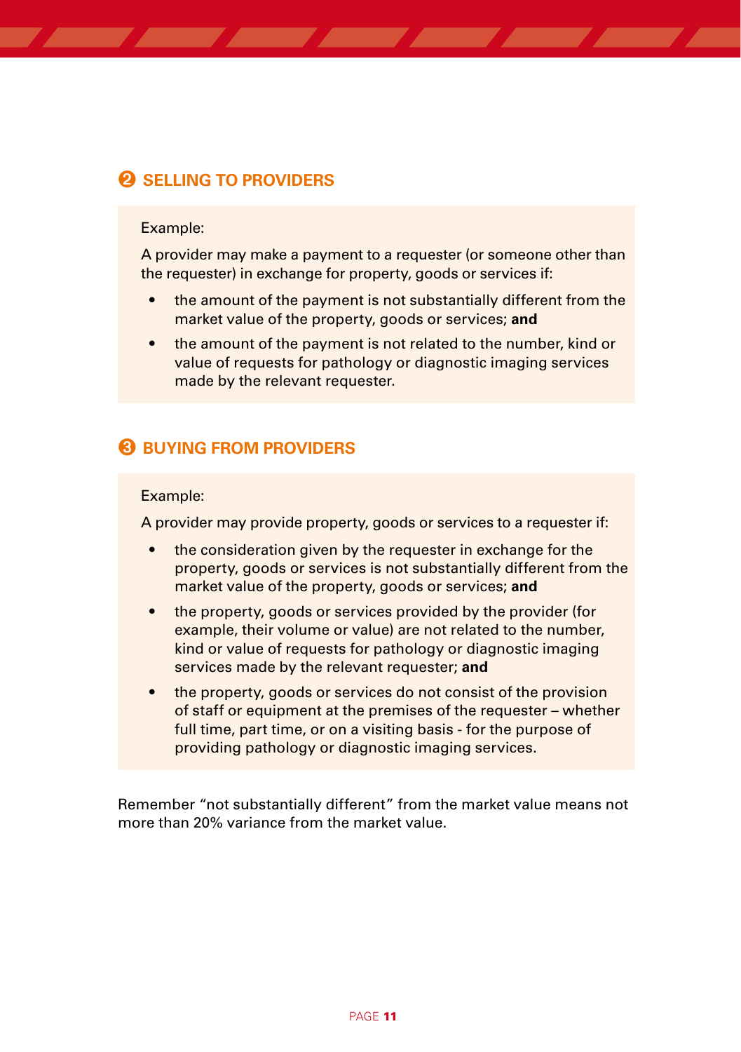## ❷ SELLING TO PROVIDERS

Example:

A provider may make a payment to a requester (or someone other than the requester) in exchange for property, goods or services if:

- the amount of the payment is not substantially different from the market value of the property, goods or services; **and**
- the amount of the payment is not related to the number, kind or value of requests for pathology or diagnostic imaging services made by the relevant requester.

## ❸ BUYING FROM PROVIDERS

Example:

A provider may provide property, goods or services to a requester if:

- the consideration given by the requester in exchange for the property, goods or services is not substantially different from the market value of the property, goods or services; **and**
- the property, goods or services provided by the provider (for example, their volume or value) are not related to the number, kind or value of requests for pathology or diagnostic imaging services made by the relevant requester; **and**
- the property, goods or services do not consist of the provision of staff or equipment at the premises of the requester – whether full time, part time, or on a visiting basis - for the purpose of providing pathology or diagnostic imaging services.

Remember "not substantially different" from the market value means not more than 20% variance from the market value.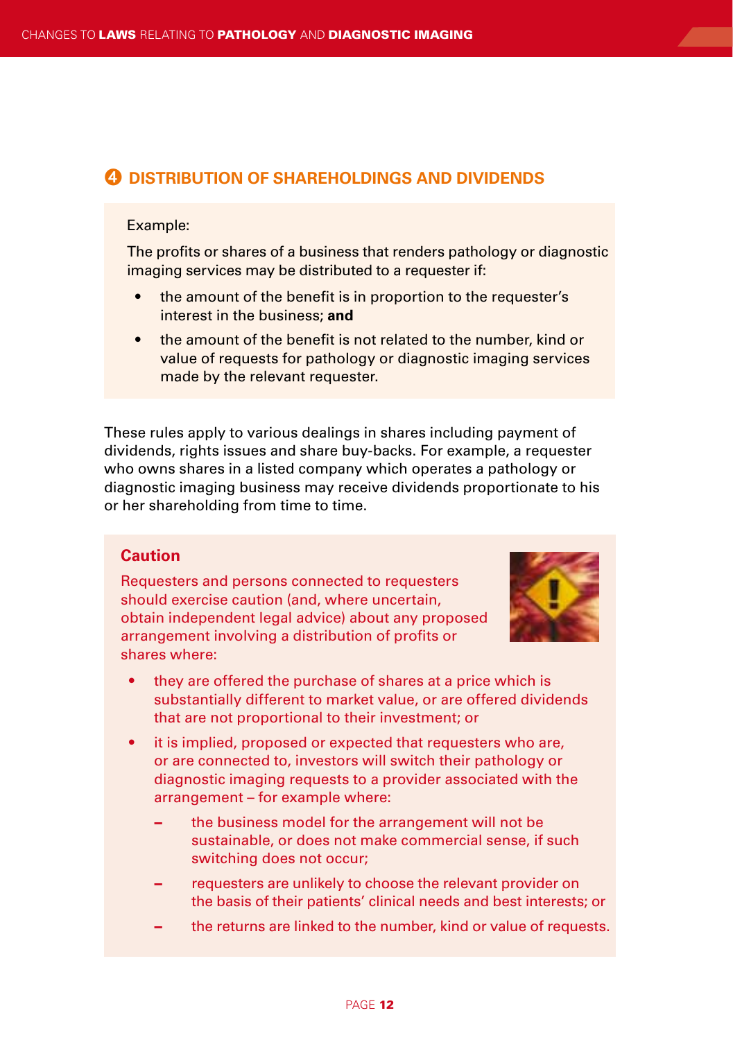## ❹ DISTRIBUTION OF SHAREHOLDINGS AND DIVIDENDS

Example:

The profits or shares of a business that renders pathology or diagnostic imaging services may be distributed to a requester if:

- the amount of the benefit is in proportion to the requester's interest in the business; **and**
- the amount of the benefit is not related to the number, kind or value of requests for pathology or diagnostic imaging services made by the relevant requester.

These rules apply to various dealings in shares including payment of dividends, rights issues and share buy-backs. For example, a requester who owns shares in a listed company which operates a pathology or diagnostic imaging business may receive dividends proportionate to his or her shareholding from time to time.

### Caution

Requesters and persons connected to requesters should exercise caution (and, where uncertain, obtain independent legal advice) about any proposed arrangement involving a distribution of profits or shares where:

- they are offered the purchase of shares at a price which is substantially different to market value, or are offered dividends that are not proportional to their investment; or
- it is implied, proposed or expected that requesters who are, or are connected to, investors will switch their pathology or diagnostic imaging requests to a provider associated with the arrangement – for example where:
  - the business model for the arrangement will not be sustainable, or does not make commercial sense, if such switching does not occur;
  - requesters are unlikely to choose the relevant provider on the basis of their patients' clinical needs and best interests; or
  - the returns are linked to the number, kind or value of requests.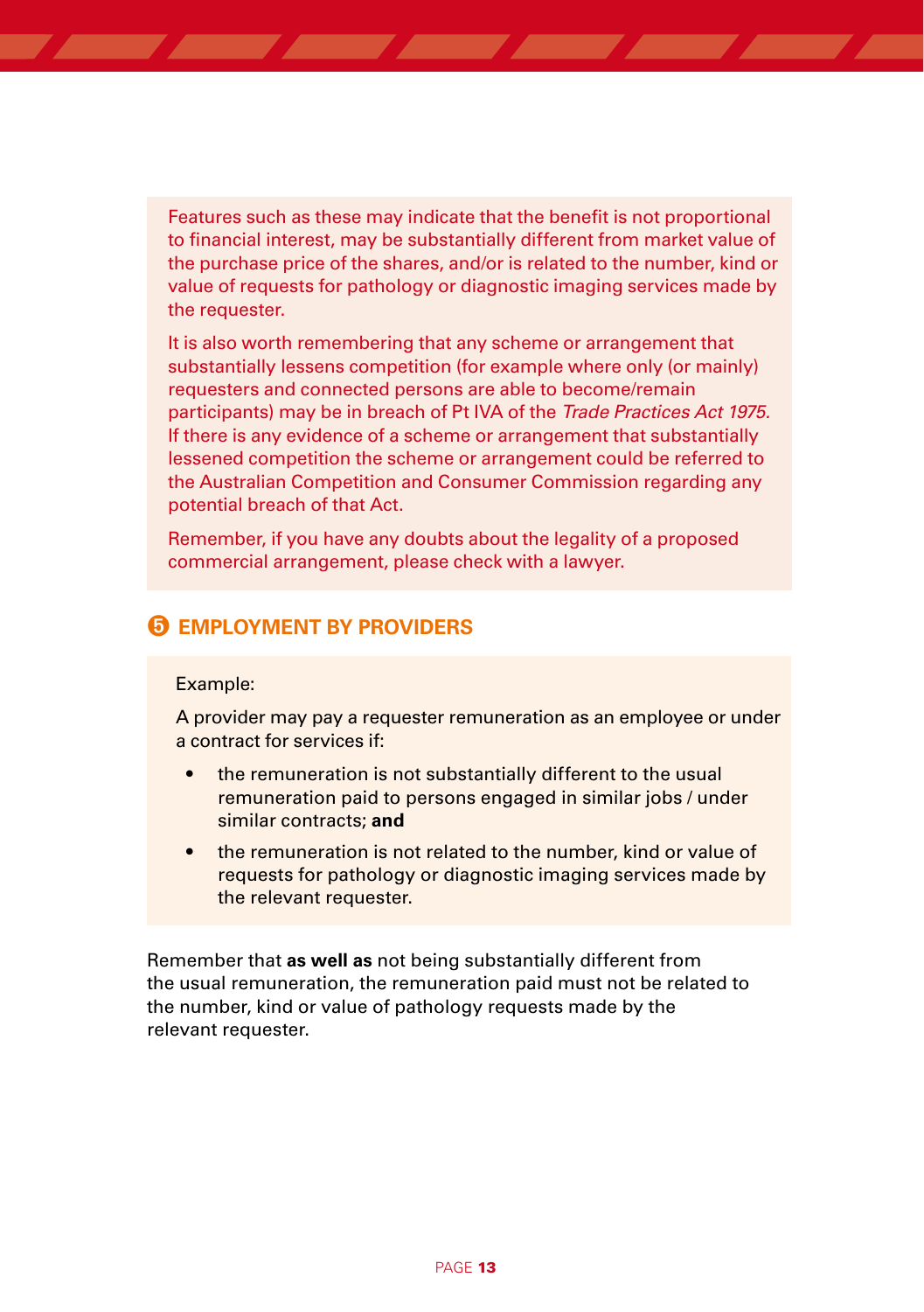Features such as these may indicate that the benefit is not proportional to financial interest, may be substantially different from market value of the purchase price of the shares, and/or is related to the number, kind or value of requests for pathology or diagnostic imaging services made by the requester.

It is also worth remembering that any scheme or arrangement that substantially lessens competition (for example where only (or mainly) requesters and connected persons are able to become/remain participants) may be in breach of Pt IVA of the *Trade Practices Act 1975*. If there is any evidence of a scheme or arrangement that substantially lessened competition the scheme or arrangement could be referred to the Australian Competition and Consumer Commission regarding any potential breach of that Act.

Remember, if you have any doubts about the legality of a proposed commercial arrangement, please check with a lawyer.

## ❺ EMPLOYMENT BY PROVIDERS

Example:

A provider may pay a requester remuneration as an employee or under a contract for services if:

- the remuneration is not substantially different to the usual remuneration paid to persons engaged in similar jobs / under similar contracts; **and**
- the remuneration is not related to the number, kind or value of requests for pathology or diagnostic imaging services made by the relevant requester.

Remember that **as well as** not being substantially different from the usual remuneration, the remuneration paid must not be related to the number, kind or value of pathology requests made by the relevant requester.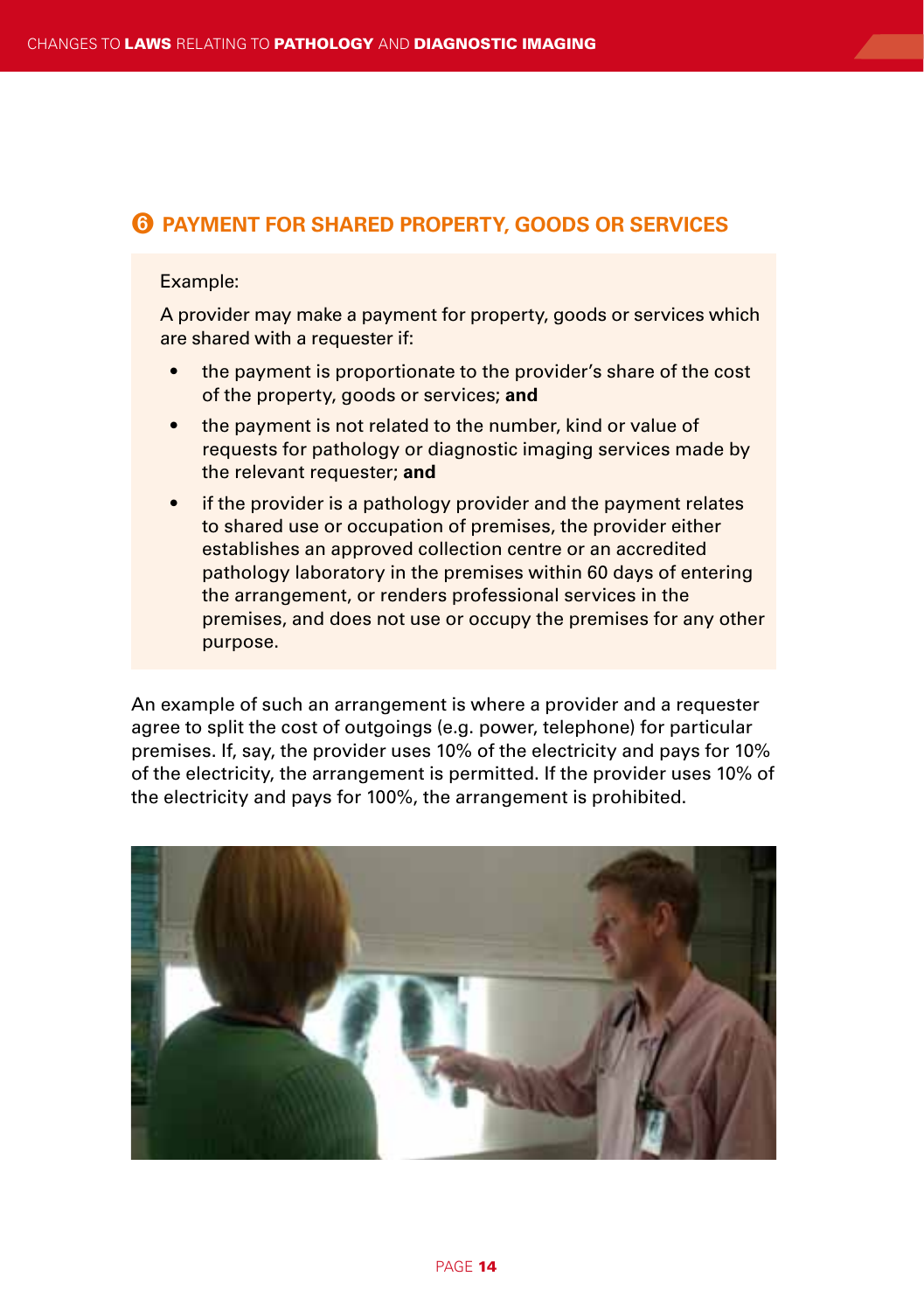## ❻ PAYMENT FOR SHARED PROPERTY, GOODS OR SERVICES

Example:

A provider may make a payment for property, goods or services which are shared with a requester if:

- the payment is proportionate to the provider's share of the cost of the property, goods or services; **and**
- the payment is not related to the number, kind or value of requests for pathology or diagnostic imaging services made by the relevant requester; **and**
- if the provider is a pathology provider and the payment relates to shared use or occupation of premises, the provider either establishes an approved collection centre or an accredited pathology laboratory in the premises within 60 days of entering the arrangement, or renders professional services in the premises, and does not use or occupy the premises for any other purpose.

An example of such an arrangement is where a provider and a requester agree to split the cost of outgoings (e.g. power, telephone) for particular premises. If, say, the provider uses 10% of the electricity and pays for 10% of the electricity, the arrangement is permitted. If the provider uses 10% of the electricity and pays for 100%, the arrangement is prohibited.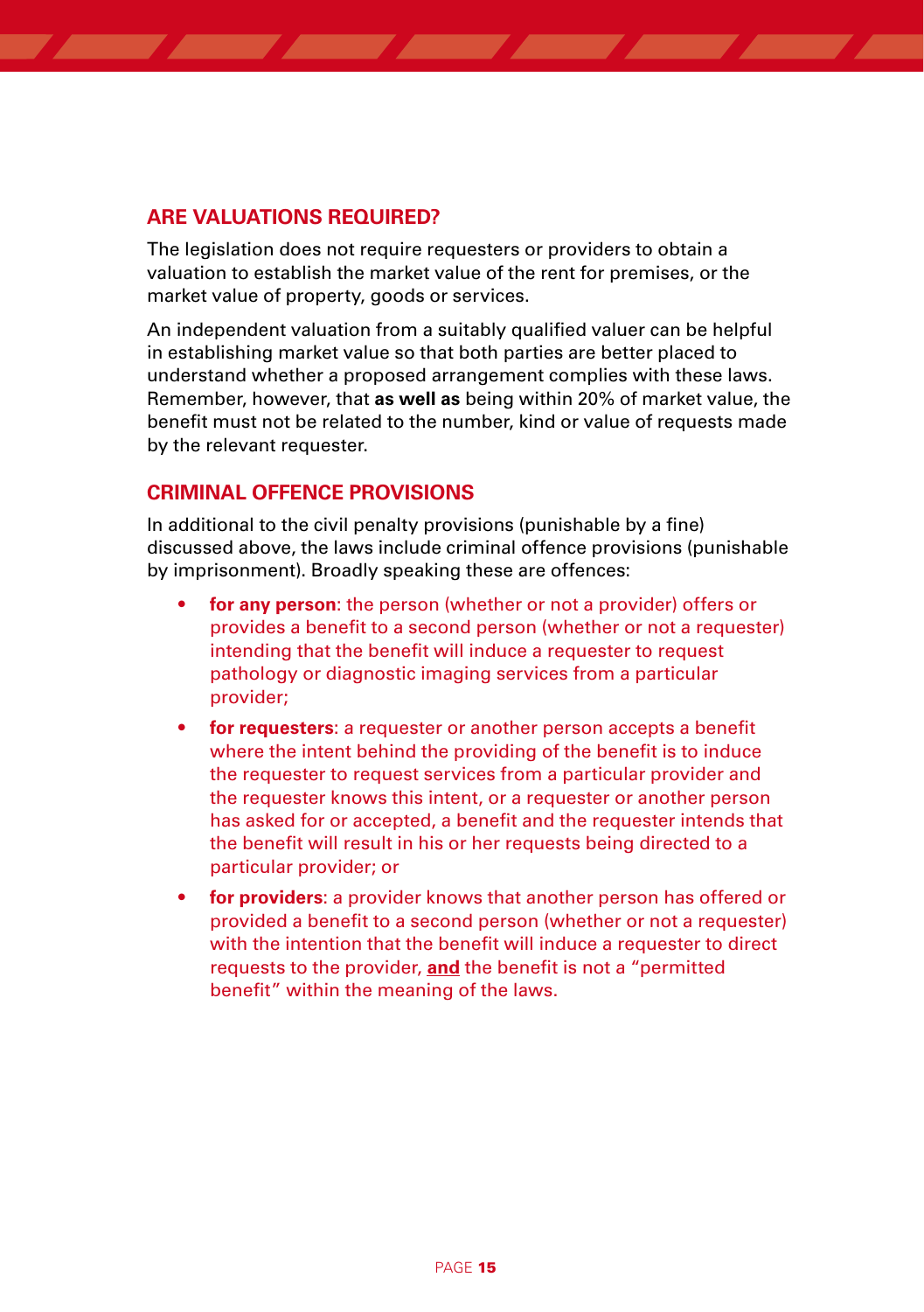## ARE VALUATIONS REQUIRED?

The legislation does not require requesters or providers to obtain a valuation to establish the market value of the rent for premises, or the market value of property, goods or services.

An independent valuation from a suitably qualified valuer can be helpful in establishing market value so that both parties are better placed to understand whether a proposed arrangement complies with these laws. Remember, however, that **as well as** being within 20% of market value, the benefit must not be related to the number, kind or value of requests made by the relevant requester.

## CRIMINAL OFFENCE PROVISIONS

In additional to the civil penalty provisions (punishable by a fine) discussed above, the laws include criminal offence provisions (punishable by imprisonment). Broadly speaking these are offences:

- **for any person**: the person (whether or not a provider) offers or provides a benefit to a second person (whether or not a requester) intending that the benefit will induce a requester to request pathology or diagnostic imaging services from a particular provider;
- **for requesters**: a requester or another person accepts a benefit where the intent behind the providing of the benefit is to induce the requester to request services from a particular provider and the requester knows this intent, or a requester or another person has asked for or accepted, a benefit and the requester intends that the benefit will result in his or her requests being directed to a particular provider; or
- **for providers**: a provider knows that another person has offered or provided a benefit to a second person (whether or not a requester) with the intention that the benefit will induce a requester to direct requests to the provider, **and** the benefit is not a "permitted benefit" within the meaning of the laws.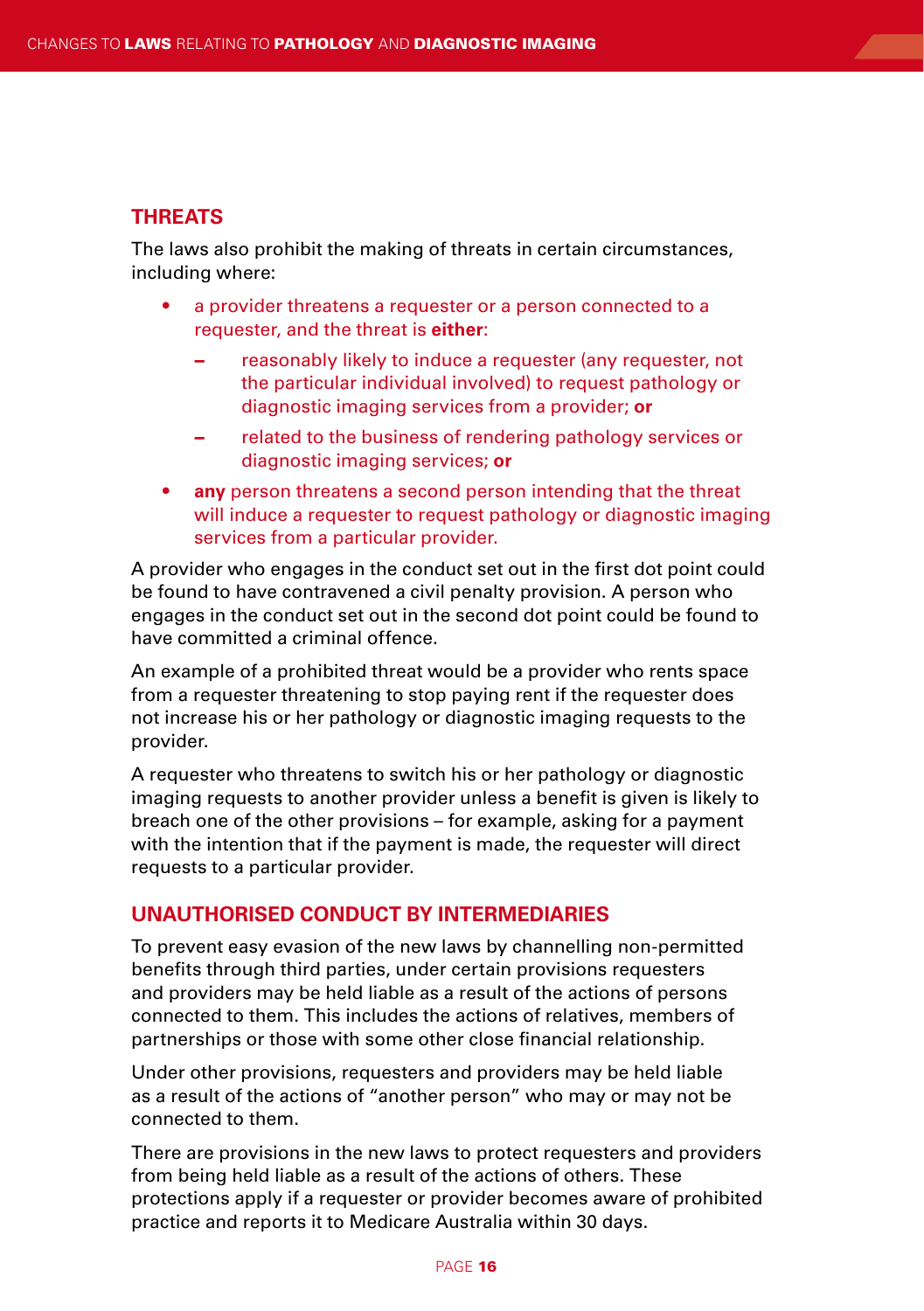## THREATS

The laws also prohibit the making of threats in certain circumstances, including where:

- a provider threatens a requester or a person connected to a requester, and the threat is **either**:
  - reasonably likely to induce a requester (any requester, not the particular individual involved) to request pathology or diagnostic imaging services from a provider; **or**
  - related to the business of rendering pathology services or diagnostic imaging services; **or**
- **any** person threatens a second person intending that the threat will induce a requester to request pathology or diagnostic imaging services from a particular provider.

A provider who engages in the conduct set out in the first dot point could be found to have contravened a civil penalty provision. A person who engages in the conduct set out in the second dot point could be found to have committed a criminal offence.

An example of a prohibited threat would be a provider who rents space from a requester threatening to stop paying rent if the requester does not increase his or her pathology or diagnostic imaging requests to the provider.

A requester who threatens to switch his or her pathology or diagnostic imaging requests to another provider unless a benefit is given is likely to breach one of the other provisions – for example, asking for a payment with the intention that if the payment is made, the requester will direct requests to a particular provider.

## UNAUTHORISED CONDUCT BY INTERMEDIARIES

To prevent easy evasion of the new laws by channelling non-permitted benefits through third parties, under certain provisions requesters and providers may be held liable as a result of the actions of persons connected to them. This includes the actions of relatives, members of partnerships or those with some other close financial relationship.

Under other provisions, requesters and providers may be held liable as a result of the actions of "another person" who may or may not be connected to them.

There are provisions in the new laws to protect requesters and providers from being held liable as a result of the actions of others. These protections apply if a requester or provider becomes aware of prohibited practice and reports it to Medicare Australia within 30 days.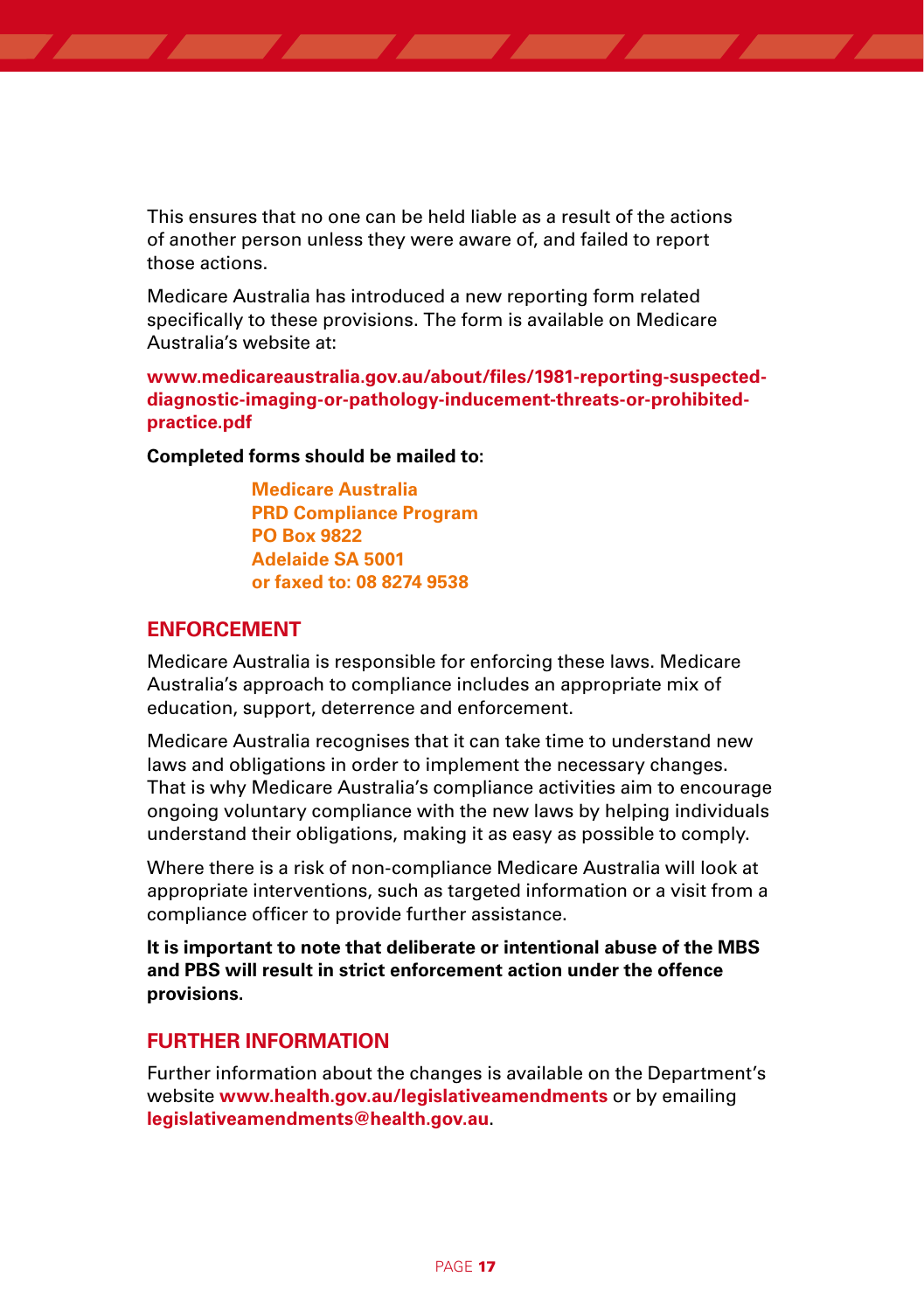This ensures that no one can be held liable as a result of the actions of another person unless they were aware of, and failed to report those actions.

Medicare Australia has introduced a new reporting form related specifically to these provisions. The form is available on Medicare Australia's website at:

**www.medicareaustralia.gov.au/about/files/1981-reporting-suspected-diagnostic-imaging-or-pathology-inducement-threats-or-prohibited-practice.pdf**

**Completed forms should be mailed to:**

**Medicare Australia**
**PRD Compliance Program**
**PO Box 9822**
**Adelaide SA 5001**
**or faxed to: 08 8274 9538**

## ENFORCEMENT

Medicare Australia is responsible for enforcing these laws. Medicare Australia's approach to compliance includes an appropriate mix of education, support, deterrence and enforcement.

Medicare Australia recognises that it can take time to understand new laws and obligations in order to implement the necessary changes. That is why Medicare Australia's compliance activities aim to encourage ongoing voluntary compliance with the new laws by helping individuals understand their obligations, making it as easy as possible to comply.

Where there is a risk of non-compliance Medicare Australia will look at appropriate interventions, such as targeted information or a visit from a compliance officer to provide further assistance.

**It is important to note that deliberate or intentional abuse of the MBS and PBS will result in strict enforcement action under the offence provisions.**

## FURTHER INFORMATION

Further information about the changes is available on the Department's website **www.health.gov.au/legislativeamendments** or by emailing **legislativeamendments@health.gov.au**.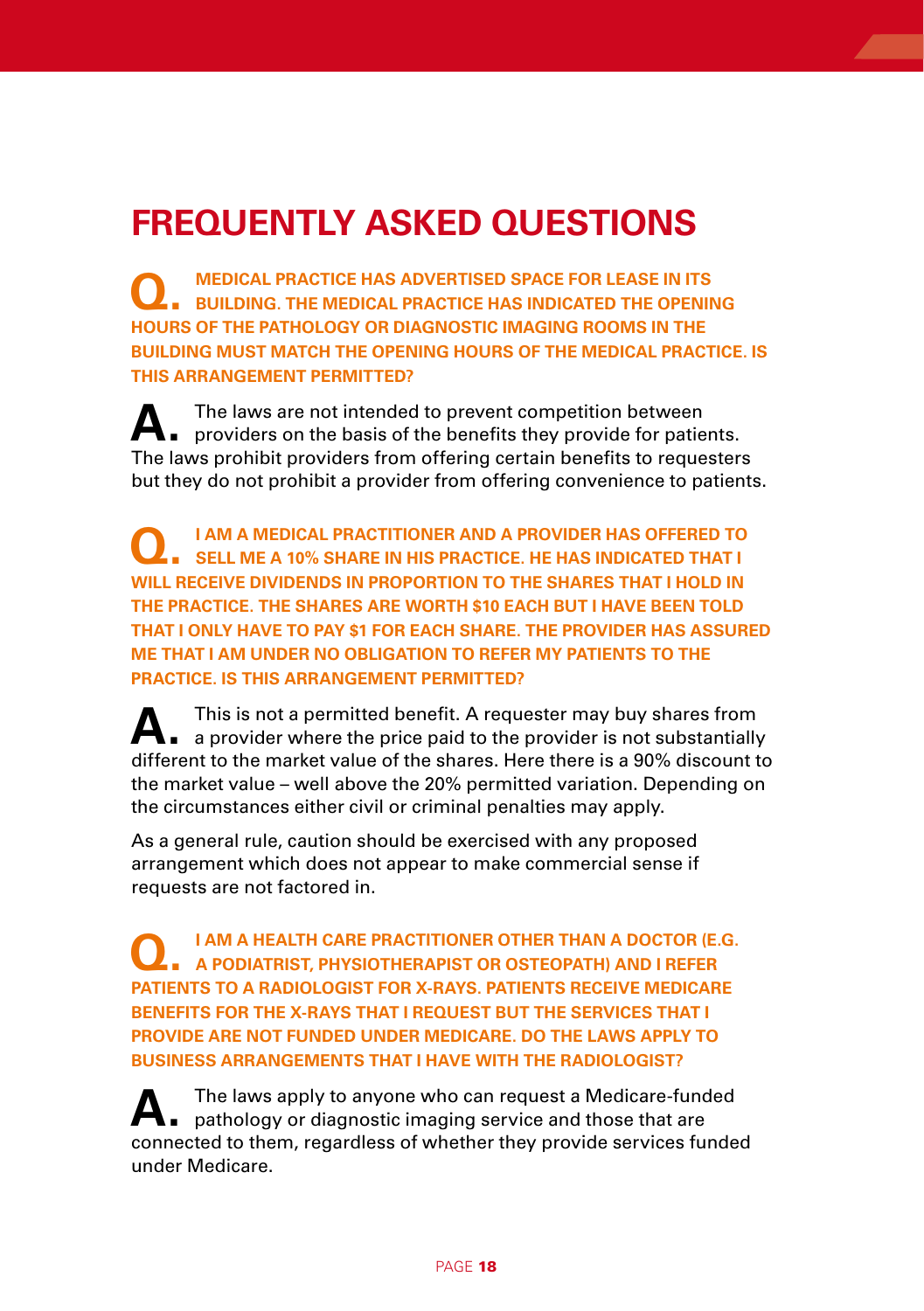# FREQUENTLY ASKED QUESTIONS

**Q. MEDICAL PRACTICE HAS ADVERTISED SPACE FOR LEASE IN ITS BUILDING. THE MEDICAL PRACTICE HAS INDICATED THE OPENING HOURS OF THE PATHOLOGY OR DIAGNOSTIC IMAGING ROOMS IN THE BUILDING MUST MATCH THE OPENING HOURS OF THE MEDICAL PRACTICE. IS THIS ARRANGEMENT PERMITTED?**

**A.** The laws are not intended to prevent competition between providers on the basis of the benefits they provide for patients. The laws prohibit providers from offering certain benefits to requesters but they do not prohibit a provider from offering convenience to patients.

**Q. I AM A MEDICAL PRACTITIONER AND A PROVIDER HAS OFFERED TO SELL ME A 10% SHARE IN HIS PRACTICE. HE HAS INDICATED THAT I WILL RECEIVE DIVIDENDS IN PROPORTION TO THE SHARES THAT I HOLD IN THE PRACTICE. THE SHARES ARE WORTH $10 EACH BUT I HAVE BEEN TOLD THAT I ONLY HAVE TO PAY $1 FOR EACH SHARE. THE PROVIDER HAS ASSURED ME THAT I AM UNDER NO OBLIGATION TO REFER MY PATIENTS TO THE PRACTICE. IS THIS ARRANGEMENT PERMITTED?**

**A.** This is not a permitted benefit. A requester may buy shares from a provider where the price paid to the provider is not substantially different to the market value of the shares. Here there is a 90% discount to the market value – well above the 20% permitted variation. Depending on the circumstances either civil or criminal penalties may apply.

As a general rule, caution should be exercised with any proposed arrangement which does not appear to make commercial sense if requests are not factored in.

**Q. I AM A HEALTH CARE PRACTITIONER OTHER THAN A DOCTOR (E.G. A PODIATRIST, PHYSIOTHERAPIST OR OSTEOPATH) AND I REFER PATIENTS TO A RADIOLOGIST FOR X-RAYS. PATIENTS RECEIVE MEDICARE BENEFITS FOR THE X-RAYS THAT I REQUEST BUT THE SERVICES THAT I PROVIDE ARE NOT FUNDED UNDER MEDICARE. DO THE LAWS APPLY TO BUSINESS ARRANGEMENTS THAT I HAVE WITH THE RADIOLOGIST?**

**A.** The laws apply to anyone who can request a Medicare-funded pathology or diagnostic imaging service and those that are connected to them, regardless of whether they provide services funded under Medicare.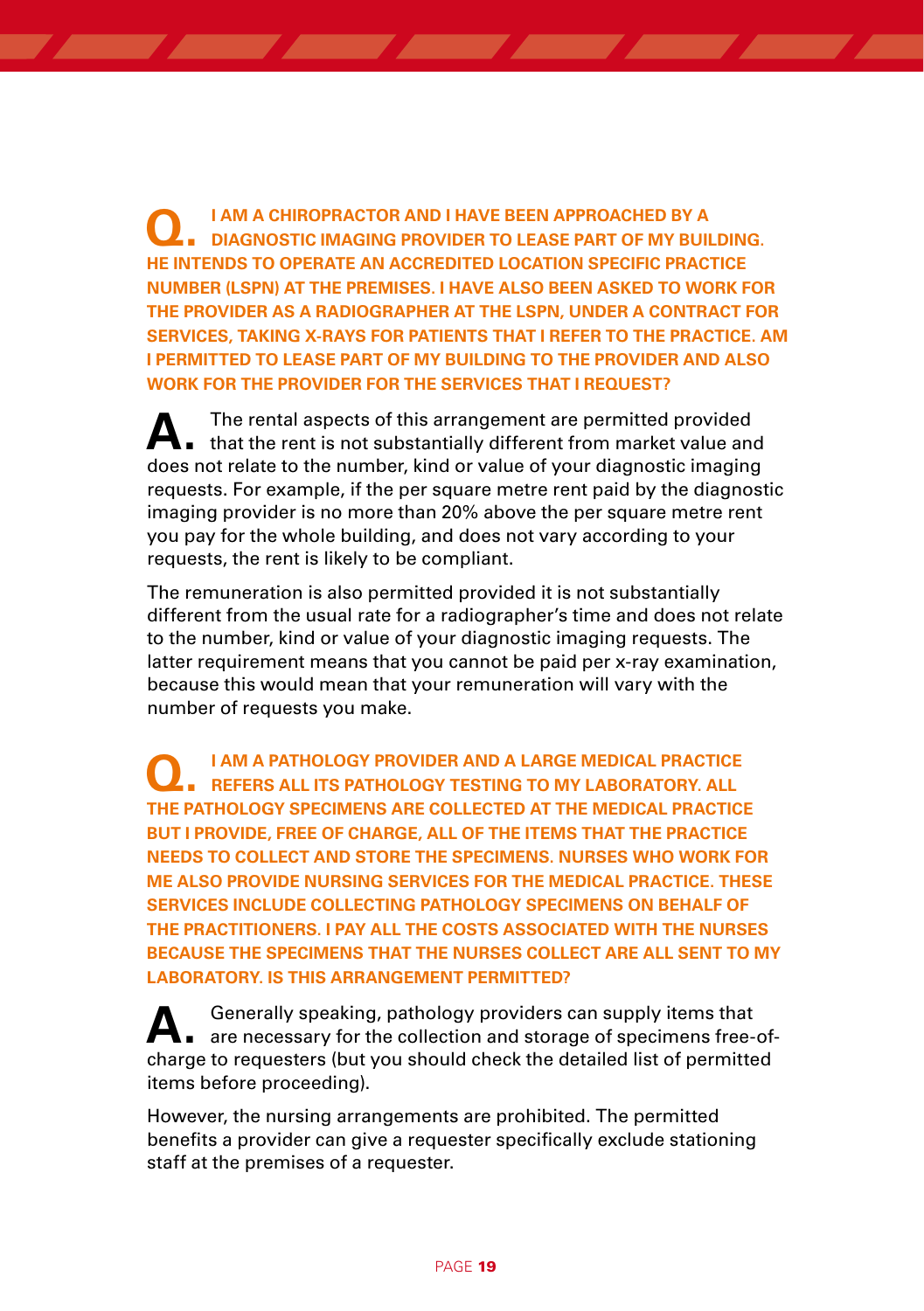**Q. I AM A CHIROPRACTOR AND I HAVE BEEN APPROACHED BY A DIAGNOSTIC IMAGING PROVIDER TO LEASE PART OF MY BUILDING. HE INTENDS TO OPERATE AN ACCREDITED LOCATION SPECIFIC PRACTICE NUMBER (LSPN) AT THE PREMISES. I HAVE ALSO BEEN ASKED TO WORK FOR THE PROVIDER AS A RADIOGRAPHER AT THE LSPN, UNDER A CONTRACT FOR SERVICES, TAKING X-RAYS FOR PATIENTS THAT I REFER TO THE PRACTICE. AM I PERMITTED TO LEASE PART OF MY BUILDING TO THE PROVIDER AND ALSO WORK FOR THE PROVIDER FOR THE SERVICES THAT I REQUEST?**

**A.** The rental aspects of this arrangement are permitted provided that the rent is not substantially different from market value and does not relate to the number, kind or value of your diagnostic imaging requests. For example, if the per square metre rent paid by the diagnostic imaging provider is no more than 20% above the per square metre rent you pay for the whole building, and does not vary according to your requests, the rent is likely to be compliant.

The remuneration is also permitted provided it is not substantially different from the usual rate for a radiographer's time and does not relate to the number, kind or value of your diagnostic imaging requests. The latter requirement means that you cannot be paid per x-ray examination, because this would mean that your remuneration will vary with the number of requests you make.

**Q. I AM A PATHOLOGY PROVIDER AND A LARGE MEDICAL PRACTICE REFERS ALL ITS PATHOLOGY TESTING TO MY LABORATORY. ALL THE PATHOLOGY SPECIMENS ARE COLLECTED AT THE MEDICAL PRACTICE BUT I PROVIDE, FREE OF CHARGE, ALL OF THE ITEMS THAT THE PRACTICE NEEDS TO COLLECT AND STORE THE SPECIMENS. NURSES WHO WORK FOR ME ALSO PROVIDE NURSING SERVICES FOR THE MEDICAL PRACTICE. THESE SERVICES INCLUDE COLLECTING PATHOLOGY SPECIMENS ON BEHALF OF THE PRACTITIONERS. I PAY ALL THE COSTS ASSOCIATED WITH THE NURSES BECAUSE THE SPECIMENS THAT THE NURSES COLLECT ARE ALL SENT TO MY LABORATORY. IS THIS ARRANGEMENT PERMITTED?**

**A.** Generally speaking, pathology providers can supply items that are necessary for the collection and storage of specimens free-of-charge to requesters (but you should check the detailed list of permitted items before proceeding).

However, the nursing arrangements are prohibited. The permitted benefits a provider can give a requester specifically exclude stationing staff at the premises of a requester.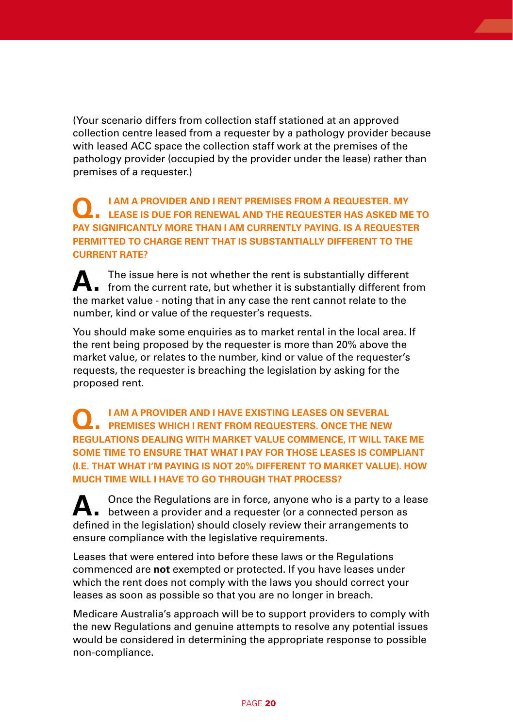(Your scenario differs from collection staff stationed at an approved collection centre leased from a requester by a pathology provider because with leased ACC space the collection staff work at the premises of the pathology provider (occupied by the provider under the lease) rather than premises of a requester.)

**Q. I AM A PROVIDER AND I RENT PREMISES FROM A REQUESTER. MY LEASE IS DUE FOR RENEWAL AND THE REQUESTER HAS ASKED ME TO PAY SIGNIFICANTLY MORE THAN I AM CURRENTLY PAYING. IS A REQUESTER PERMITTED TO CHARGE RENT THAT IS SUBSTANTIALLY DIFFERENT TO THE CURRENT RATE?**

**A.** The issue here is not whether the rent is substantially different from the current rate, but whether it is substantially different from the market value - noting that in any case the rent cannot relate to the number, kind or value of the requester's requests.

You should make some enquiries as to market rental in the local area. If the rent being proposed by the requester is more than 20% above the market value, or relates to the number, kind or value of the requester's requests, the requester is breaching the legislation by asking for the proposed rent.

**Q. I AM A PROVIDER AND I HAVE EXISTING LEASES ON SEVERAL PREMISES WHICH I RENT FROM REQUESTERS. ONCE THE NEW REGULATIONS DEALING WITH MARKET VALUE COMMENCE, IT WILL TAKE ME SOME TIME TO ENSURE THAT WHAT I PAY FOR THOSE LEASES IS COMPLIANT (I.E. THAT WHAT I'M PAYING IS NOT 20% DIFFERENT TO MARKET VALUE). HOW MUCH TIME WILL I HAVE TO GO THROUGH THAT PROCESS?**

**A.** Once the Regulations are in force, anyone who is a party to a lease between a provider and a requester (or a connected person as defined in the legislation) should closely review their arrangements to ensure compliance with the legislative requirements.

Leases that were entered into before these laws or the Regulations commenced are **not** exempted or protected. If you have leases under which the rent does not comply with the laws you should correct your leases as soon as possible so that you are no longer in breach.

Medicare Australia's approach will be to support providers to comply with the new Regulations and genuine attempts to resolve any potential issues would be considered in determining the appropriate response to possible non-compliance.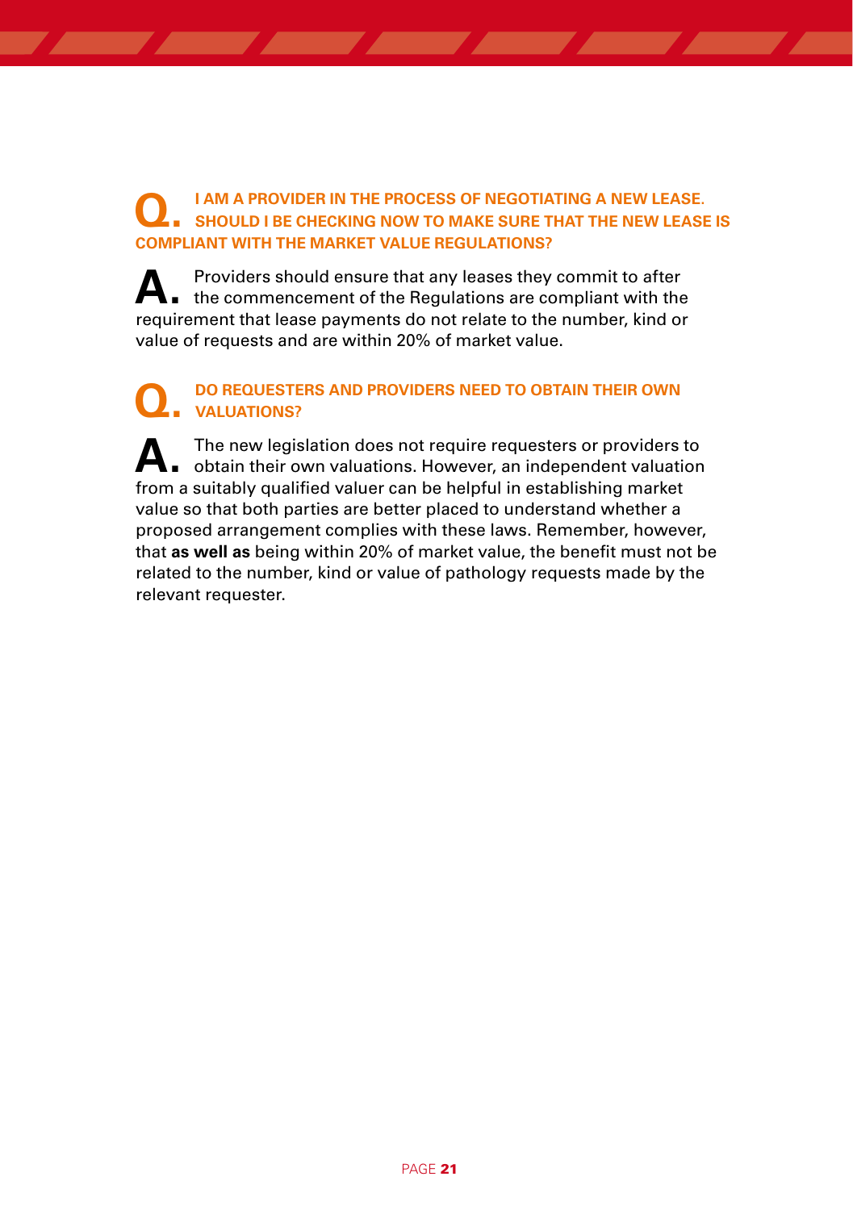**Q. I AM A PROVIDER IN THE PROCESS OF NEGOTIATING A NEW LEASE. SHOULD I BE CHECKING NOW TO MAKE SURE THAT THE NEW LEASE IS COMPLIANT WITH THE MARKET VALUE REGULATIONS?**

**A.** Providers should ensure that any leases they commit to after the commencement of the Regulations are compliant with the requirement that lease payments do not relate to the number, kind or value of requests and are within 20% of market value.

**Q. DO REQUESTERS AND PROVIDERS NEED TO OBTAIN THEIR OWN VALUATIONS?**

**A.** The new legislation does not require requesters or providers to obtain their own valuations. However, an independent valuation from a suitably qualified valuer can be helpful in establishing market value so that both parties are better placed to understand whether a proposed arrangement complies with these laws. Remember, however, that **as well as** being within 20% of market value, the benefit must not be related to the number, kind or value of pathology requests made by the relevant requester.